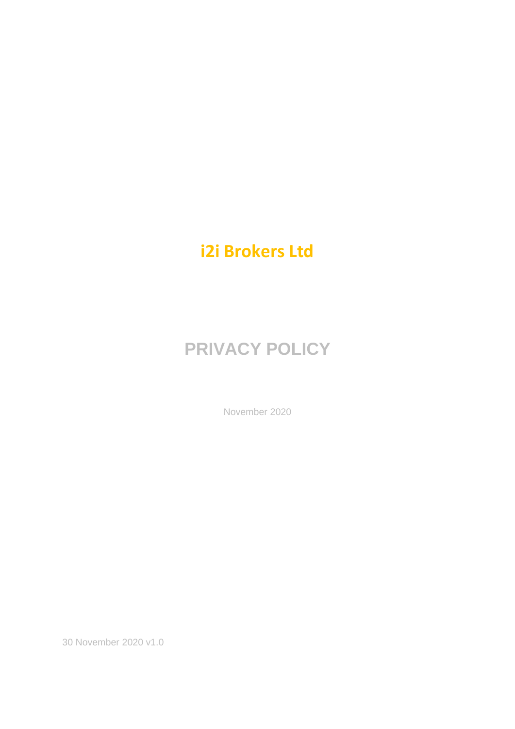**i2i Brokers Ltd**

# PRIVACY POLICY

November 2020

30 November 2020 v1.0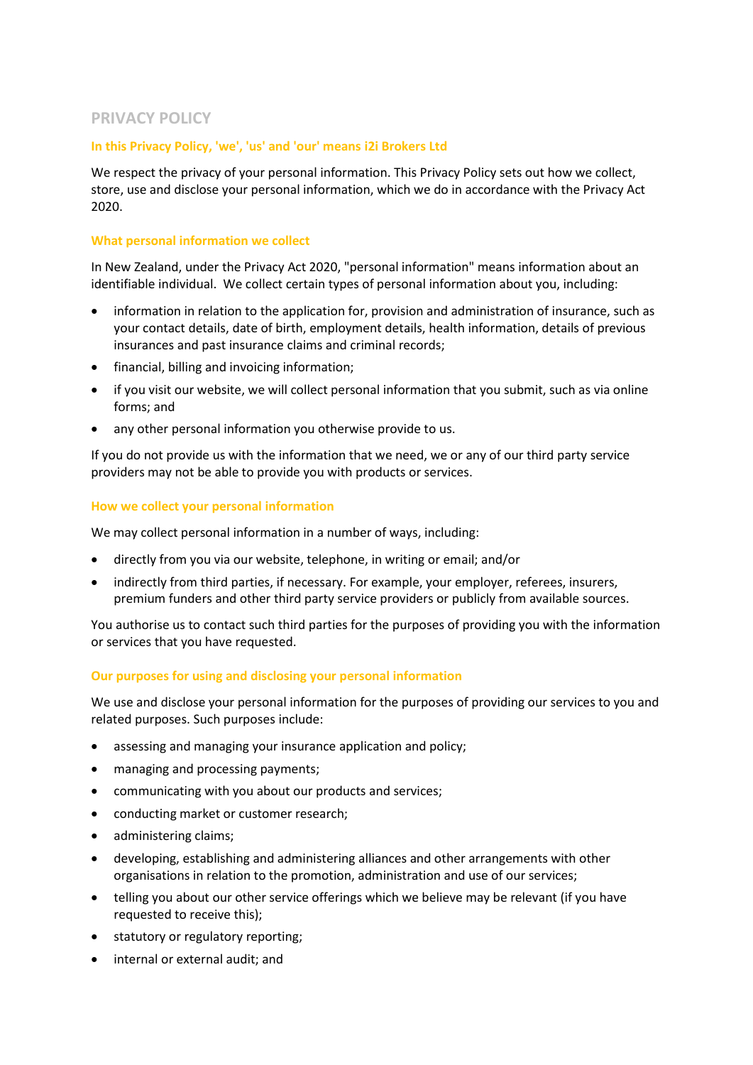# PRIVACY POLICY

## In this Privacy Policy, 'we', 'us' and 'our' means i2i Brokers Ltd

We respect the privacy of your personal information. This Privacy Policy sets out how we collect, store, use and disclose your personal information, which we do in accordance with the Privacy Act 2020.

## What personal information we collect

In New Zealand, under the Privacy Act 2020, "personal information" means information about an identifiable individual. We collect certain types of personal information about you, including:

- information in relation to the application for, provision and administration of insurance, such as your contact details, date of birth, employment details, health information, details of previous insurances and past insurance claims and criminal records;
- financial, billing and invoicing information;
- if you visit our website, we will collect personal information that you submit, such as via online forms; and
- any other personal information you otherwise provide to us.

If you do not provide us with the information that we need, we or any of our third party service providers may not be able to provide you with products or services.

## How we collect your personal information

We may collect personal information in a number of ways, including:

- directly from you via our website, telephone, in writing or email; and/or
- indirectly from third parties, if necessary. For example, your employer, referees, insurers, premium funders and other third party service providers or publicly from available sources.

You authorise us to contact such third parties for the purposes of providing you with the information or services that you have requested.

## Our purposes for using and disclosing your personal information

We use and disclose your personal information for the purposes of providing our services to you and related purposes. Such purposes include:

- assessing and managing your insurance application and policy;
- managing and processing payments;
- communicating with you about our products and services;
- conducting market or customer research;
- administering claims;
- developing, establishing and administering alliances and other arrangements with other organisations in relation to the promotion, administration and use of our services;
- telling you about our other service offerings which we believe may be relevant (if you have requested to receive this);
- statutory or regulatory reporting;
- internal or external audit; and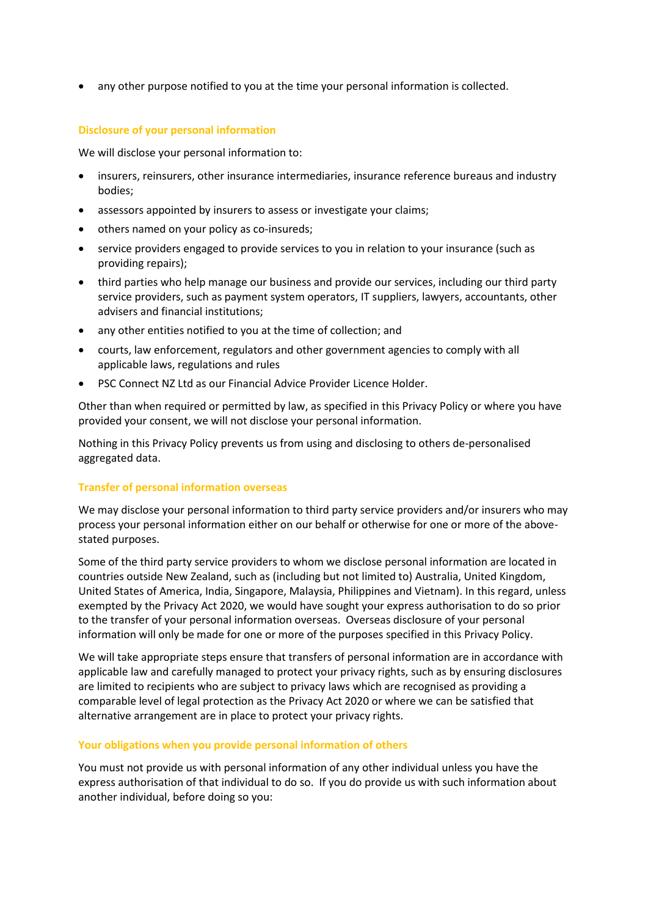- any other purpose notified to you at the time your personal information is collected.

### Disclosure of your personal information

We will disclose your personal information to:

- insurers, reinsurers, other insurance intermediaries, insurance reference bureaus and industry bodies;
- assessors appointed by insurers to assess or investigate your claims;
- others named on your policy as co-insureds;
- service providers engaged to provide services to you in relation to your insurance (such as providing repairs);
- third parties who help manage our business and provide our services, including our third party service providers, such as payment system operators, IT suppliers, lawyers, accountants, other advisers and financial institutions;
- any other entities notified to you at the time of collection; and
- courts, law enforcement, regulators and other government agencies to comply with all applicable laws, regulations and rules
- PSC Connect NZ Ltd as our Financial Advice Provider Licence Holder.

Other than when required or permitted by law, as specified in this Privacy Policy or where you have provided your consent, we will not disclose your personal information.

Nothing in this Privacy Policy prevents us from using and disclosing to others de-personalised aggregated data.

### Transfer of personal information overseas

We may disclose your personal information to third party service providers and/or insurers who may process your personal information either on our behalf or otherwise for one or more of the above-stated purposes.

Some of the third party service providers to whom we disclose personal information are located in countries outside New Zealand, such as (including but not limited to) Australia, United Kingdom, United States of America, India, Singapore, Malaysia, Philippines and Vietnam). In this regard, unless exempted by the Privacy Act 2020, we would have sought your express authorisation to do so prior to the transfer of your personal information overseas. Overseas disclosure of your personal information will only be made for one or more of the purposes specified in this Privacy Policy.

We will take appropriate steps ensure that transfers of personal information are in accordance with applicable law and carefully managed to protect your privacy rights, such as by ensuring disclosures are limited to recipients who are subject to privacy laws which are recognised as providing a comparable level of legal protection as the Privacy Act 2020 or where we can be satisfied that alternative arrangement are in place to protect your privacy rights.

### Your obligations when you provide personal information of others

You must not provide us with personal information of any other individual unless you have the express authorisation of that individual to do so. If you do provide us with such information about another individual, before doing so you: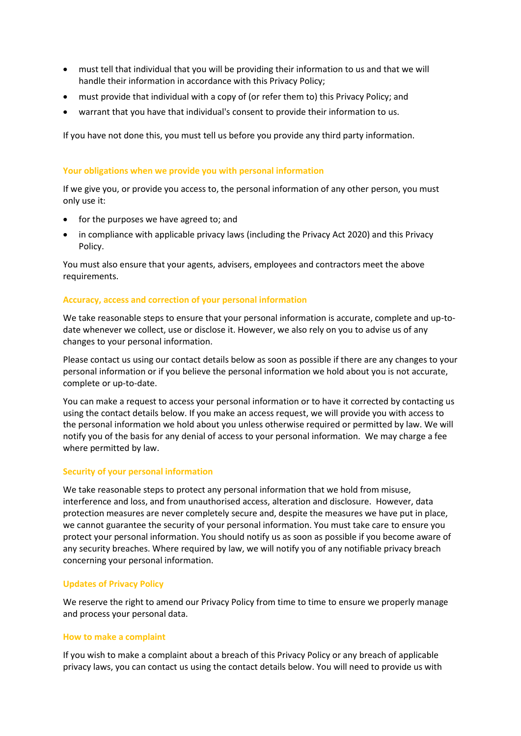- must tell that individual that you will be providing their information to us and that we will handle their information in accordance with this Privacy Policy;
- must provide that individual with a copy of (or refer them to) this Privacy Policy; and
- warrant that you have that individual's consent to provide their information to us.

If you have not done this, you must tell us before you provide any third party information.

### Your obligations when we provide you with personal information

If we give you, or provide you access to, the personal information of any other person, you must only use it:

- for the purposes we have agreed to; and
- in compliance with applicable privacy laws (including the Privacy Act 2020) and this Privacy Policy.

You must also ensure that your agents, advisers, employees and contractors meet the above requirements.

### Accuracy, access and correction of your personal information

We take reasonable steps to ensure that your personal information is accurate, complete and up-to-date whenever we collect, use or disclose it. However, we also rely on you to advise us of any changes to your personal information.

Please contact us using our contact details below as soon as possible if there are any changes to your personal information or if you believe the personal information we hold about you is not accurate, complete or up-to-date.

You can make a request to access your personal information or to have it corrected by contacting us using the contact details below. If you make an access request, we will provide you with access to the personal information we hold about you unless otherwise required or permitted by law. We will notify you of the basis for any denial of access to your personal information. We may charge a fee where permitted by law.

### Security of your personal information

We take reasonable steps to protect any personal information that we hold from misuse, interference and loss, and from unauthorised access, alteration and disclosure. However, data protection measures are never completely secure and, despite the measures we have put in place, we cannot guarantee the security of your personal information. You must take care to ensure you protect your personal information. You should notify us as soon as possible if you become aware of any security breaches. Where required by law, we will notify you of any notifiable privacy breach concerning your personal information.

### Updates of Privacy Policy

We reserve the right to amend our Privacy Policy from time to time to ensure we properly manage and process your personal data.

### How to make a complaint

If you wish to make a complaint about a breach of this Privacy Policy or any breach of applicable privacy laws, you can contact us using the contact details below. You will need to provide us with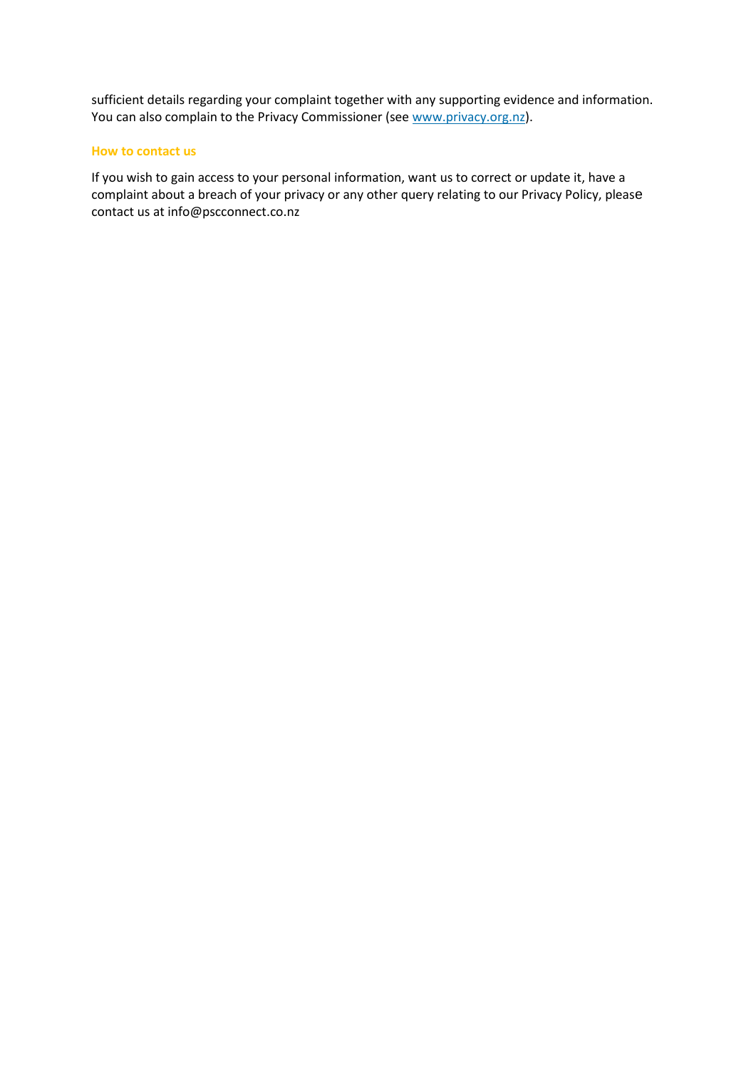sufficient details regarding your complaint together with any supporting evidence and information. You can also complain to the Privacy Commissioner (see [www.privacy.org.nz](http://www.privacy.org.nz)).

### How to contact us

If you wish to gain access to your personal information, want us to correct or update it, have a complaint about a breach of your privacy or any other query relating to our Privacy Policy, please contact us at info@pscconnect.co.nz